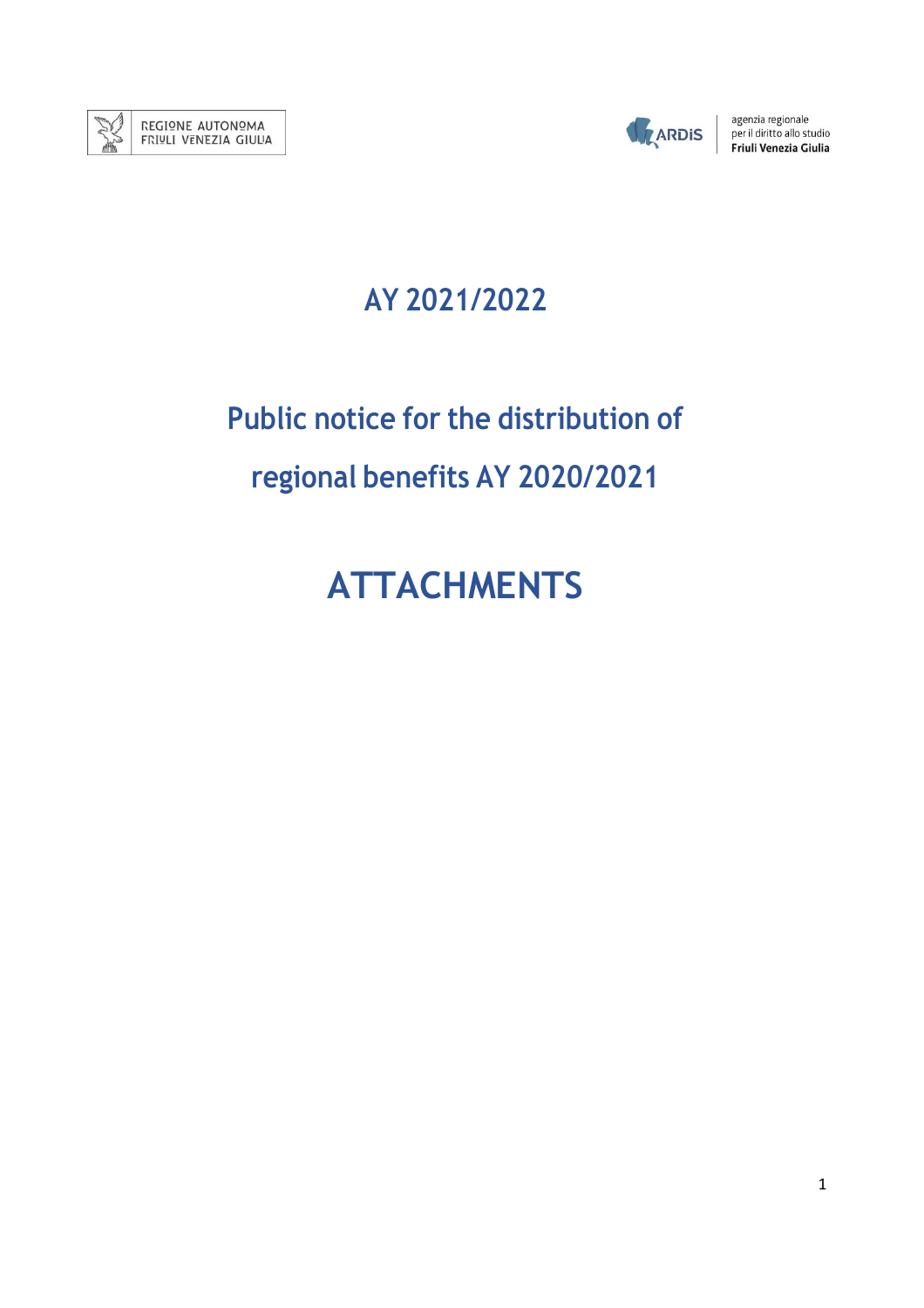REGIONE AUTONOMA FRIULI VENEZIA GIULIA

ARDiS agenzia regionale per il diritto allo studio **Friuli Venezia Giulia**

# AY 2021/2022

## Public notice for the distribution of regional benefits AY 2020/2021

# ATTACHMENTS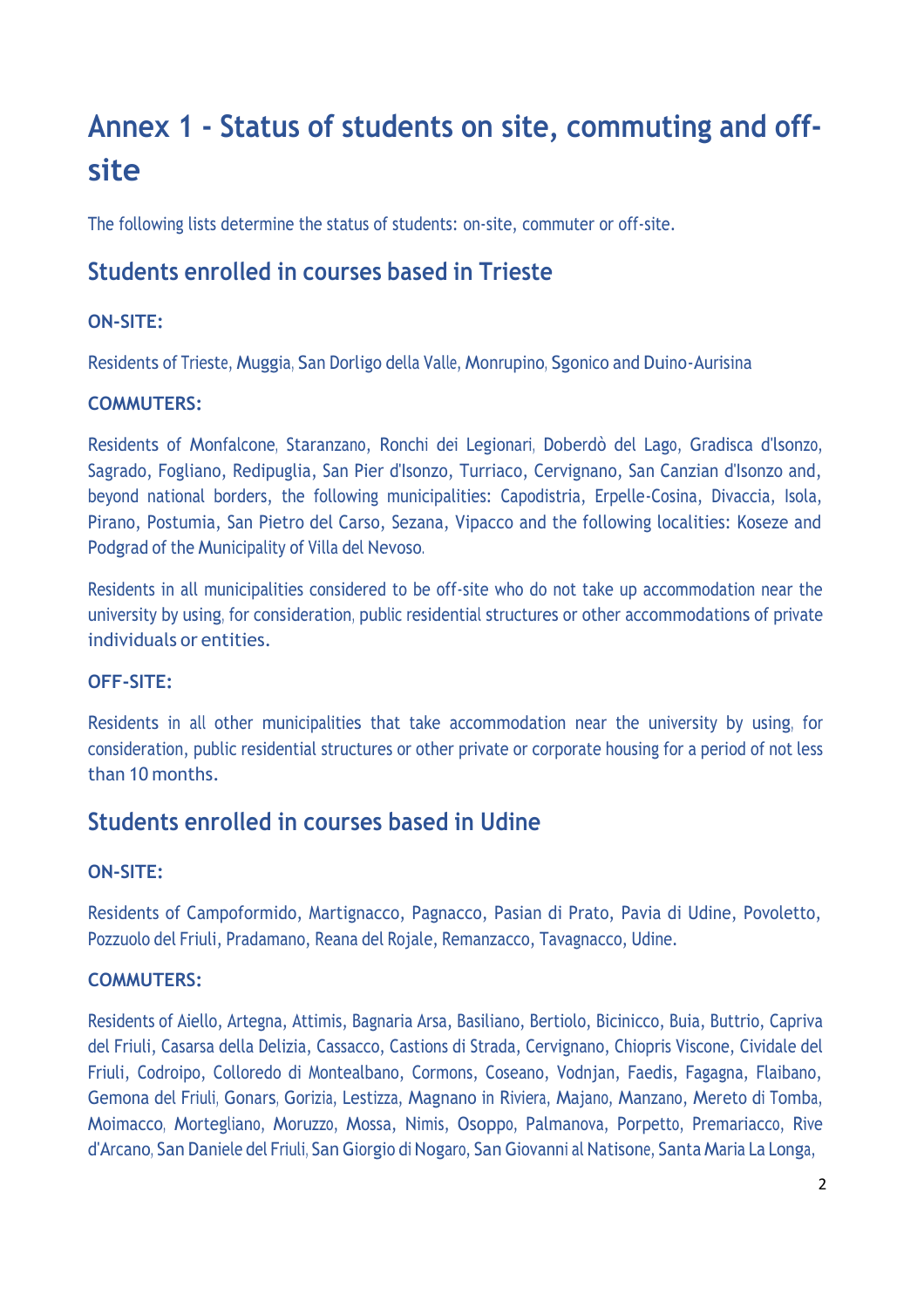# Annex 1 - Status of students on site, commuting and off-site

The following lists determine the status of students: on-site, commuter or off-site.

## Students enrolled in courses based in Trieste

**ON-SITE:**

Residents of Trieste, Muggia, San Dorligo della Valle, Monrupino, Sgonico and Duino-Aurisina

**COMMUTERS:**

Residents of Monfalcone, Staranzano, Ronchi dei Legionari, Doberdò del Lago, Gradisca d'Isonzo, Sagrado, Fogliano, Redipuglia, San Pier d'Isonzo, Turriaco, Cervignano, San Canzian d'Isonzo and, beyond national borders, the following municipalities: Capodistria, Erpelle-Cosina, Divaccia, Isola, Pirano, Postumia, San Pietro del Carso, Sezana, Vipacco and the following localities: Koseze and Podgrad of the Municipality of Villa del Nevoso.

Residents in all municipalities considered to be off-site who do not take up accommodation near the university by using, for consideration, public residential structures or other accommodations of private individuals or entities.

**OFF-SITE:**

Residents in all other municipalities that take accommodation near the university by using, for consideration, public residential structures or other private or corporate housing for a period of not less than 10 months.

## Students enrolled in courses based in Udine

**ON-SITE:**

Residents of Campoformido, Martignacco, Pagnacco, Pasian di Prato, Pavia di Udine, Povoletto, Pozzuolo del Friuli, Pradamano, Reana del Rojale, Remanzacco, Tavagnacco, Udine.

**COMMUTERS:**

Residents of Aiello, Artegna, Attimis, Bagnaria Arsa, Basiliano, Bertiolo, Bicinicco, Buia, Buttrio, Capriva del Friuli, Casarsa della Delizia, Cassacco, Castions di Strada, Cervignano, Chiopris Viscone, Cividale del Friuli, Codroipo, Colloredo di Montealbano, Cormons, Coseano, Vodnjan, Faedis, Fagagna, Flaibano, Gemona del Friuli, Gonars, Gorizia, Lestizza, Magnano in Riviera, Majano, Manzano, Mereto di Tomba, Moimacco, Mortegliano, Moruzzo, Mossa, Nimis, Osoppo, Palmanova, Porpetto, Premariacco, Rive d'Arcano, San Daniele del Friuli, San Giorgio di Nogaro, San Giovanni al Natisone, Santa Maria La Longa,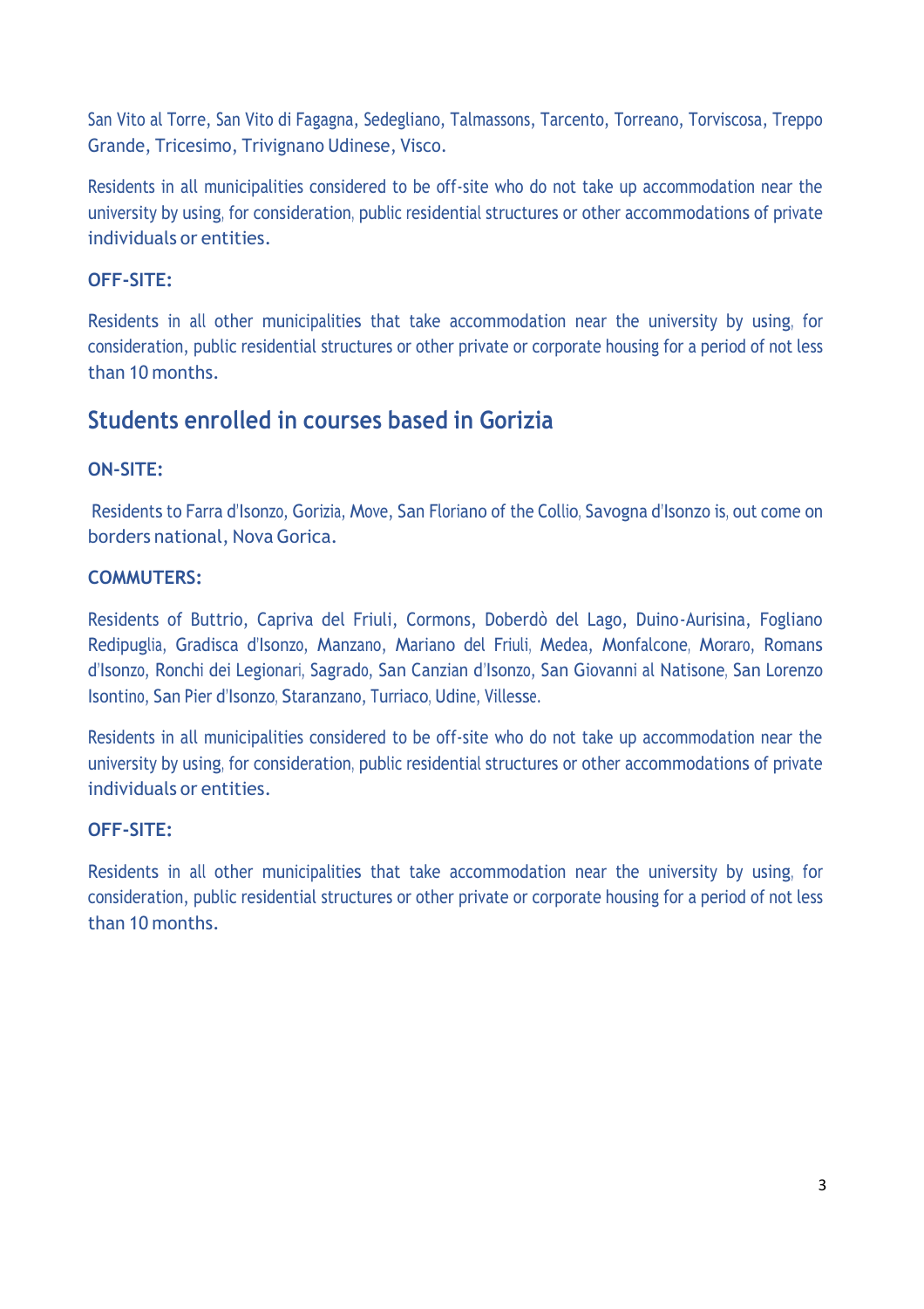San Vito al Torre, San Vito di Fagagna, Sedegliano, Talmassons, Tarcento, Torreano, Torviscosa, Treppo Grande, Tricesimo, Trivignano Udinese, Visco.

Residents in all municipalities considered to be off-site who do not take up accommodation near the university by using, for consideration, public residential structures or other accommodations of private individuals or entities.

**OFF-SITE:**

Residents in all other municipalities that take accommodation near the university by using, for consideration, public residential structures or other private or corporate housing for a period of not less than 10 months.

## Students enrolled in courses based in Gorizia

**ON-SITE:**

Residents to Farra d'Isonzo, Gorizia, Move, San Floriano of the Collio, Savogna d'Isonzo is, out come on borders national, Nova Gorica.

**COMMUTERS:**

Residents of Buttrio, Capriva del Friuli, Cormons, Doberdò del Lago, Duino-Aurisina, Fogliano Redipuglia, Gradisca d'Isonzo, Manzano, Mariano del Friuli, Medea, Monfalcone, Moraro, Romans d'Isonzo, Ronchi dei Legionari, Sagrado, San Canzian d'Isonzo, San Giovanni al Natisone, San Lorenzo Isontino, San Pier d'Isonzo, Staranzano, Turriaco, Udine, Villesse.

Residents in all municipalities considered to be off-site who do not take up accommodation near the university by using, for consideration, public residential structures or other accommodations of private individuals or entities.

**OFF-SITE:**

Residents in all other municipalities that take accommodation near the university by using, for consideration, public residential structures or other private or corporate housing for a period of not less than 10 months.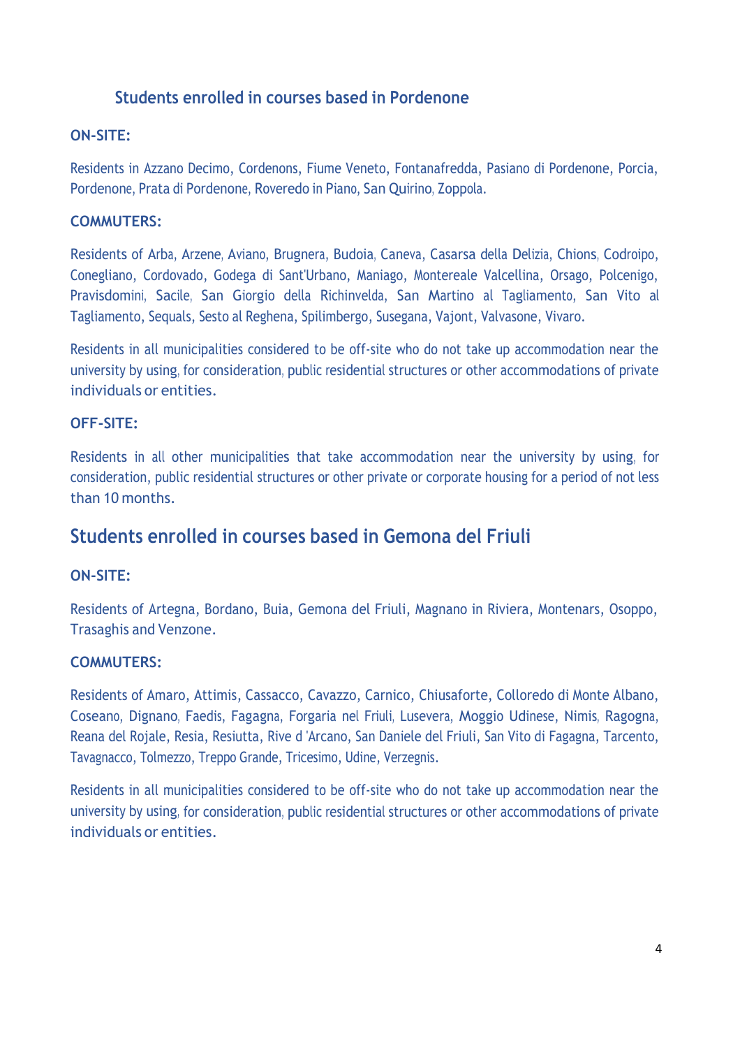## Students enrolled in courses based in Pordenone

**ON-SITE:**

Residents in Azzano Decimo, Cordenons, Fiume Veneto, Fontanafredda, Pasiano di Pordenone, Porcia, Pordenone, Prata di Pordenone, Roveredo in Piano, San Quirino, Zoppola.

**COMMUTERS:**

Residents of Arba, Arzene, Aviano, Brugnera, Budoia, Caneva, Casarsa della Delizia, Chions, Codroipo, Conegliano, Cordovado, Godega di Sant'Urbano, Maniago, Montereale Valcellina, Orsago, Polcenigo, Pravisdomini, Sacile, San Giorgio della Richinvelda, San Martino al Tagliamento, San Vito al Tagliamento, Sequals, Sesto al Reghena, Spilimbergo, Susegana, Vajont, Valvasone, Vivaro.

Residents in all municipalities considered to be off-site who do not take up accommodation near the university by using, for consideration, public residential structures or other accommodations of private individuals or entities.

**OFF-SITE:**

Residents in all other municipalities that take accommodation near the university by using, for consideration, public residential structures or other private or corporate housing for a period of not less than 10 months.

## Students enrolled in courses based in Gemona del Friuli

**ON-SITE:**

Residents of Artegna, Bordano, Buia, Gemona del Friuli, Magnano in Riviera, Montenars, Osoppo, Trasaghis and Venzone.

**COMMUTERS:**

Residents of Amaro, Attimis, Cassacco, Cavazzo, Carnico, Chiusaforte, Colloredo di Monte Albano, Coseano, Dignano, Faedis, Fagagna, Forgaria nel Friuli, Lusevera, Moggio Udinese, Nimis, Ragogna, Reana del Rojale, Resia, Resiutta, Rive d 'Arcano, San Daniele del Friuli, San Vito di Fagagna, Tarcento, Tavagnacco, Tolmezzo, Treppo Grande, Tricesimo, Udine, Verzegnis.

Residents in all municipalities considered to be off-site who do not take up accommodation near the university by using, for consideration, public residential structures or other accommodations of private individuals or entities.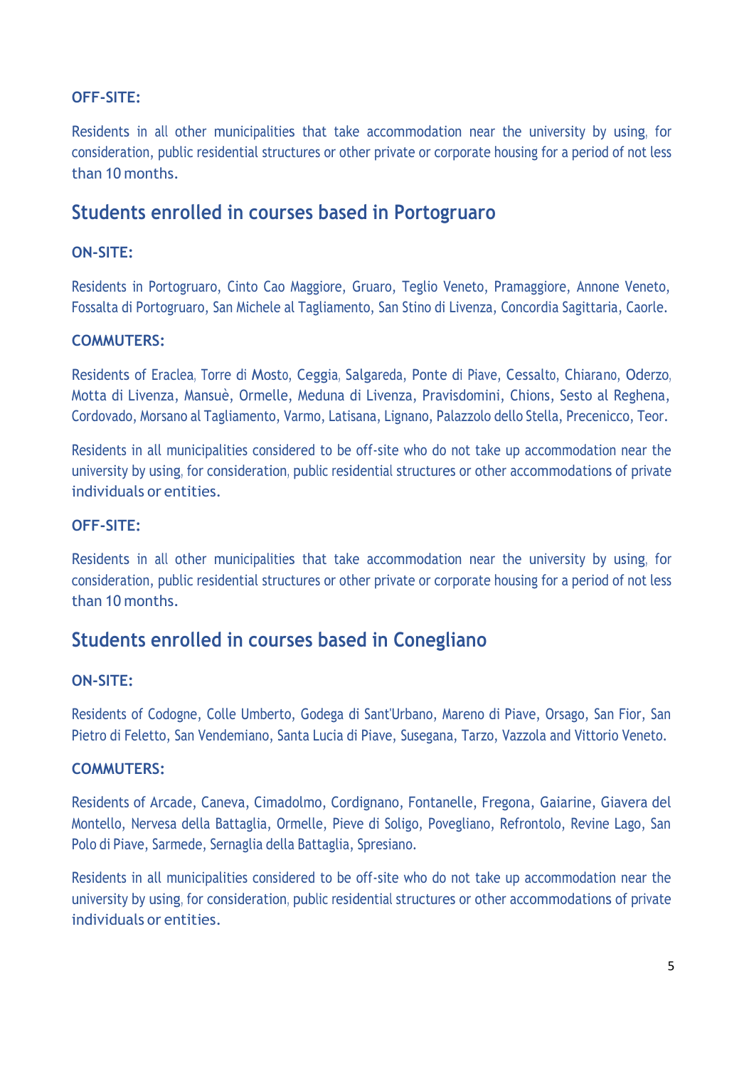**OFF-SITE:**

Residents in all other municipalities that take accommodation near the university by using, for consideration, public residential structures or other private or corporate housing for a period of not less than 10 months.

## Students enrolled in courses based in Portogruaro

**ON-SITE:**

Residents in Portogruaro, Cinto Cao Maggiore, Gruaro, Teglio Veneto, Pramaggiore, Annone Veneto, Fossalta di Portogruaro, San Michele al Tagliamento, San Stino di Livenza, Concordia Sagittaria, Caorle.

**COMMUTERS:**

Residents of Eraclea, Torre di Mosto, Ceggia, Salgareda, Ponte di Piave, Cessalto, Chiarano, Oderzo, Motta di Livenza, Mansuè, Ormelle, Meduna di Livenza, Pravisdomini, Chions, Sesto al Reghena, Cordovado, Morsano al Tagliamento, Varmo, Latisana, Lignano, Palazzolo dello Stella, Precenicco, Teor.

Residents in all municipalities considered to be off-site who do not take up accommodation near the university by using, for consideration, public residential structures or other accommodations of private individuals or entities.

**OFF-SITE:**

Residents in all other municipalities that take accommodation near the university by using, for consideration, public residential structures or other private or corporate housing for a period of not less than 10 months.

## Students enrolled in courses based in Conegliano

**ON-SITE:**

Residents of Codogne, Colle Umberto, Godega di Sant'Urbano, Mareno di Piave, Orsago, San Fior, San Pietro di Feletto, San Vendemiano, Santa Lucia di Piave, Susegana, Tarzo, Vazzola and Vittorio Veneto.

**COMMUTERS:**

Residents of Arcade, Caneva, Cimadolmo, Cordignano, Fontanelle, Fregona, Gaiarine, Giavera del Montello, Nervesa della Battaglia, Ormelle, Pieve di Soligo, Povegliano, Refrontolo, Revine Lago, San Polo di Piave, Sarmede, Sernaglia della Battaglia, Spresiano.

Residents in all municipalities considered to be off-site who do not take up accommodation near the university by using, for consideration, public residential structures or other accommodations of private individuals or entities.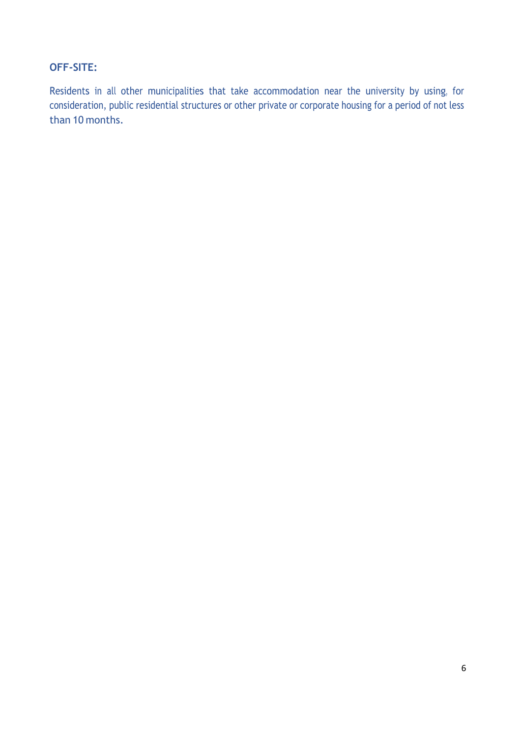**OFF-SITE:**

Residents in all other municipalities that take accommodation near the university by using, for consideration, public residential structures or other private or corporate housing for a period of not less than 10 months.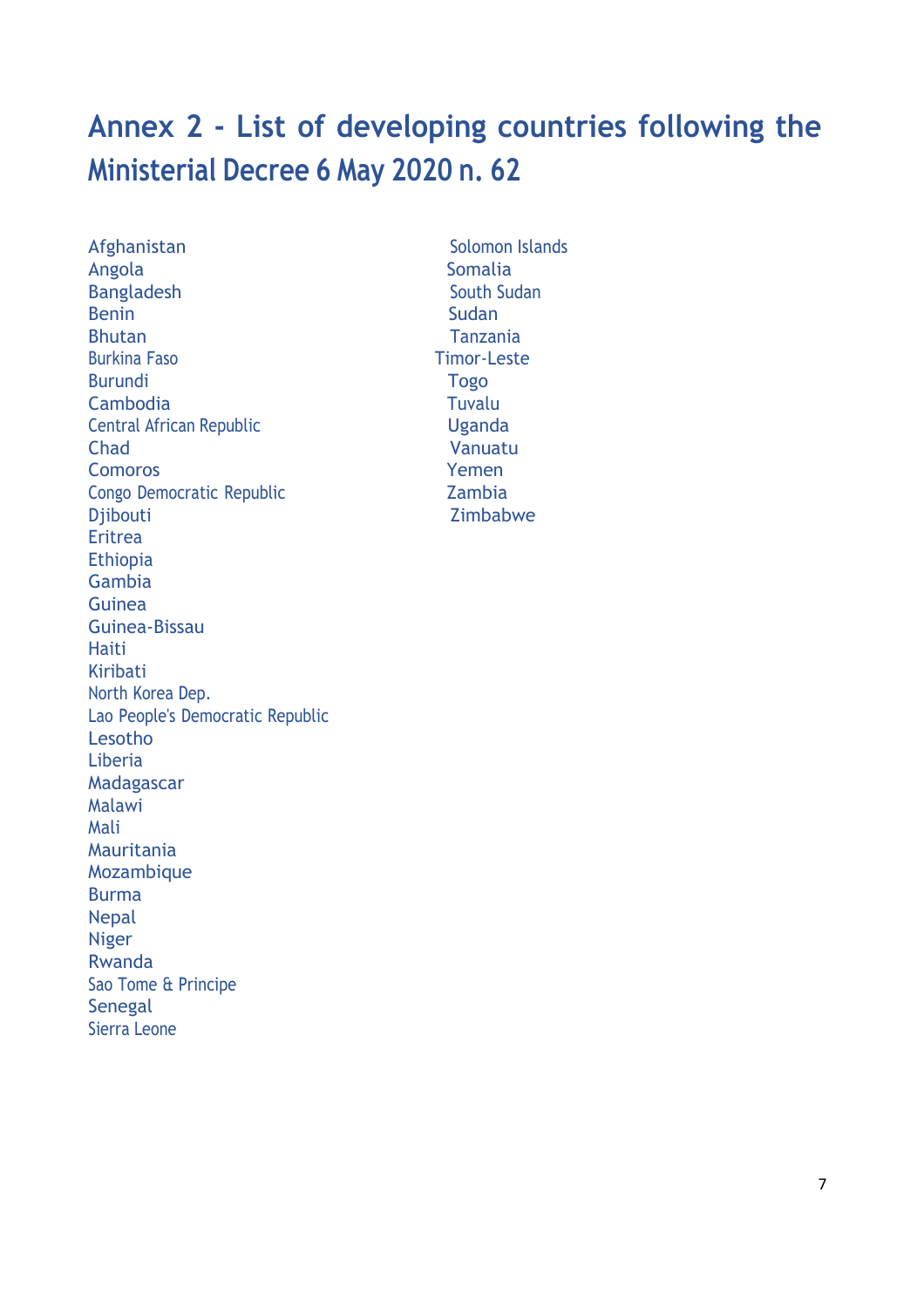# Annex 2 - List of developing countries following the Ministerial Decree 6 May 2020 n. 62

Afghanistan
Angola
Bangladesh
Benin
Bhutan
Burkina Faso
Burundi
Cambodia
Central African Republic
Chad
Comoros
Congo Democratic Republic
Djibouti
Eritrea
Ethiopia
Gambia
Guinea
Guinea-Bissau
Haiti
Kiribati
North Korea Dep.
Lao People's Democratic Republic
Lesotho
Liberia
Madagascar
Malawi
Mali
Mauritania
Mozambique
Burma
Nepal
Niger
Rwanda
Sao Tome & Principe
Senegal
Sierra Leone
Solomon Islands
Somalia
South Sudan
Sudan
Tanzania
Timor-Leste
Togo
Tuvalu
Uganda
Vanuatu
Yemen
Zambia
Zimbabwe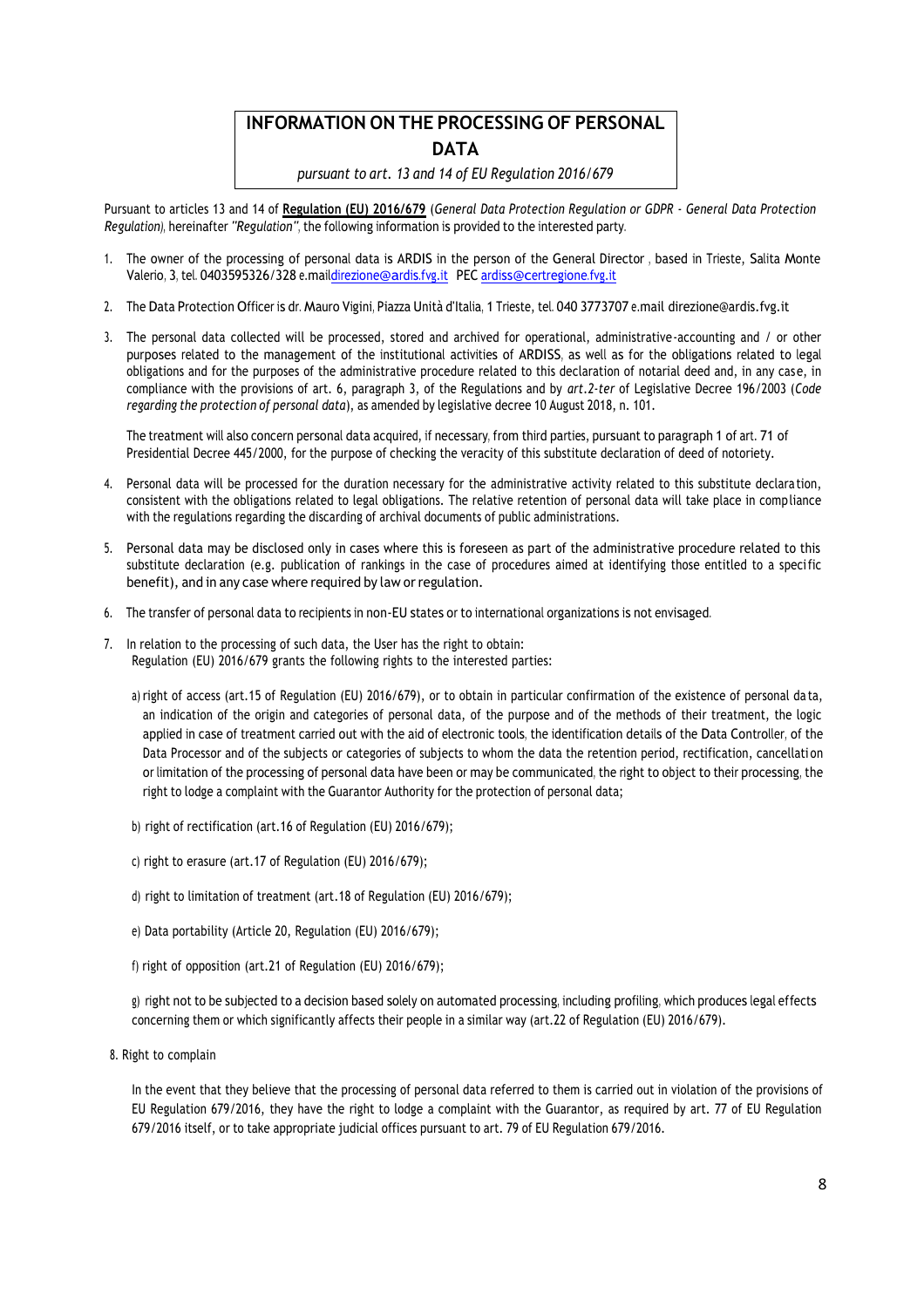# INFORMATION ON THE PROCESSING OF PERSONAL DATA

*pursuant to art. 13 and 14 of EU Regulation 2016/679*

Pursuant to articles 13 and 14 of **Regulation (EU) 2016/679** (*General Data Protection Regulation or GDPR - General Data Protection Regulation*), hereinafter *"Regulation"*, the following information is provided to the interested party.

1. The owner of the processing of personal data is ARDIS in the person of the General Director , based in Trieste, Salita Monte Valerio, 3, tel. 0403595326/328 e.maildirezione@ardis.fvg.it PEC ardiss@certregione.fvg.it

2. The Data Protection Officer is dr. Mauro Vigini, Piazza Unità d'Italia, 1 Trieste, tel. 040 3773707 e.mail direzione@ardis.fvg.it

3. The personal data collected will be processed, stored and archived for operational, administrative-accounting and / or other purposes related to the management of the institutional activities of ARDISS, as well as for the obligations related to legal obligations and for the purposes of the administrative procedure related to this declaration of notarial deed and, in any case, in compliance with the provisions of art. 6, paragraph 3, of the Regulations and by *art.2-ter* of Legislative Decree 196/2003 (*Code regarding the protection of personal data*), as amended by legislative decree 10 August 2018, n. 101.

   The treatment will also concern personal data acquired, if necessary, from third parties, pursuant to paragraph 1 of art. 71 of Presidential Decree 445/2000, for the purpose of checking the veracity of this substitute declaration of deed of notoriety.

4. Personal data will be processed for the duration necessary for the administrative activity related to this substitute declaration, consistent with the obligations related to legal obligations. The relative retention of personal data will take place in compliance with the regulations regarding the discarding of archival documents of public administrations.

5. Personal data may be disclosed only in cases where this is foreseen as part of the administrative procedure related to this substitute declaration (e.g. publication of rankings in the case of procedures aimed at identifying those entitled to a specific benefit), and in any case where required by law or regulation.

6. The transfer of personal data to recipients in non-EU states or to international organizations is not envisaged.

7. In relation to the processing of such data, the User has the right to obtain:
   Regulation (EU) 2016/679 grants the following rights to the interested parties:

   a) right of access (art.15 of Regulation (EU) 2016/679), or to obtain in particular confirmation of the existence of personal data, an indication of the origin and categories of personal data, of the purpose and of the methods of their treatment, the logic applied in case of treatment carried out with the aid of electronic tools, the identification details of the Data Controller, of the Data Processor and of the subjects or categories of subjects to whom the data the retention period, rectification, cancellation or limitation of the processing of personal data have been or may be communicated, the right to object to their processing, the right to lodge a complaint with the Guarantor Authority for the protection of personal data;

   b) right of rectification (art.16 of Regulation (EU) 2016/679);

   c) right to erasure (art.17 of Regulation (EU) 2016/679);

   d) right to limitation of treatment (art.18 of Regulation (EU) 2016/679);

   e) Data portability (Article 20, Regulation (EU) 2016/679);

   f) right of opposition (art.21 of Regulation (EU) 2016/679);

   g) right not to be subjected to a decision based solely on automated processing, including profiling, which produces legal effects concerning them or which significantly affects their people in a similar way (art.22 of Regulation (EU) 2016/679).

8. Right to complain

   In the event that they believe that the processing of personal data referred to them is carried out in violation of the provisions of EU Regulation 679/2016, they have the right to lodge a complaint with the Guarantor, as required by art. 77 of EU Regulation 679/2016 itself, or to take appropriate judicial offices pursuant to art. 79 of EU Regulation 679/2016.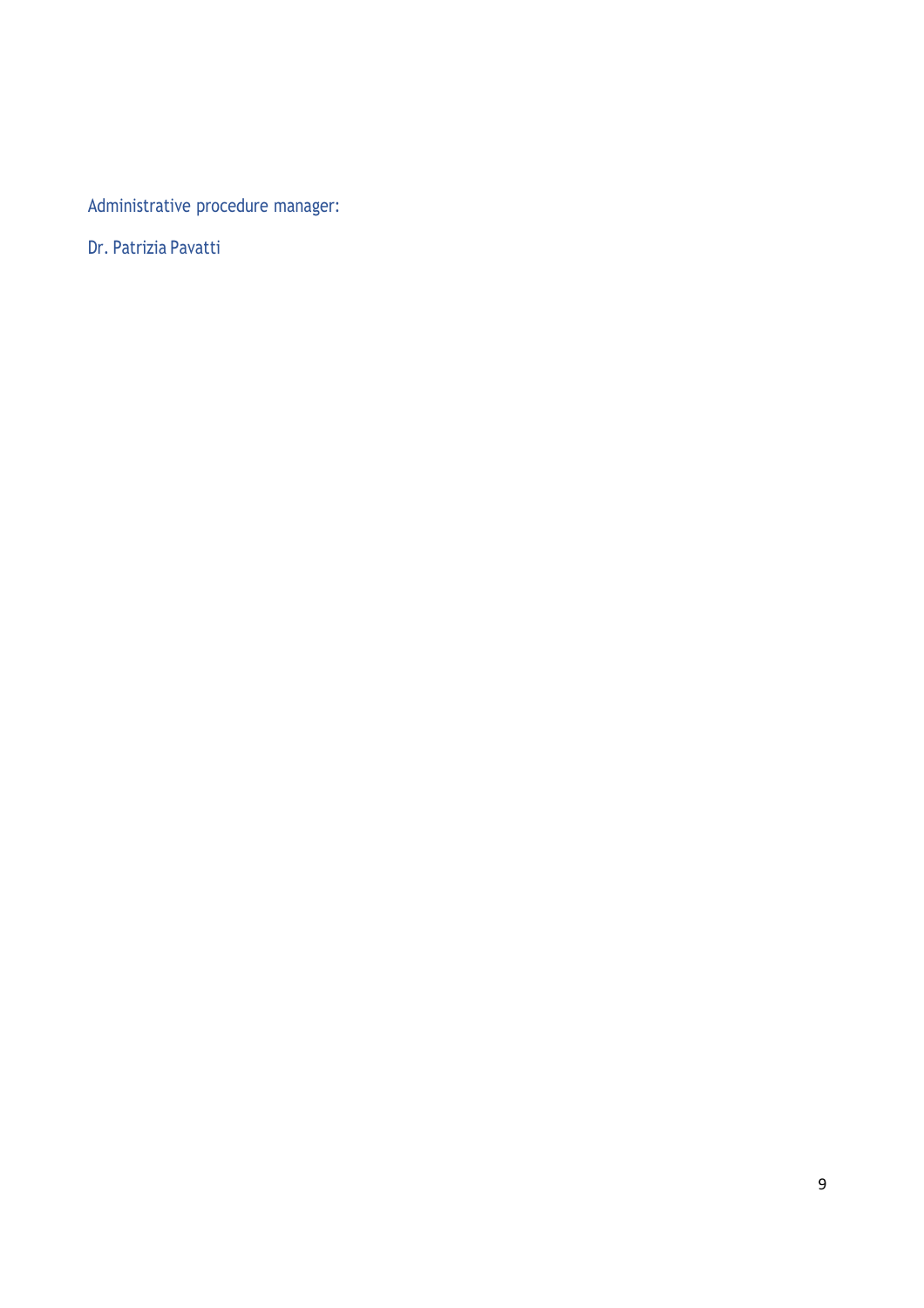Administrative procedure manager:

Dr. Patrizia Pavatti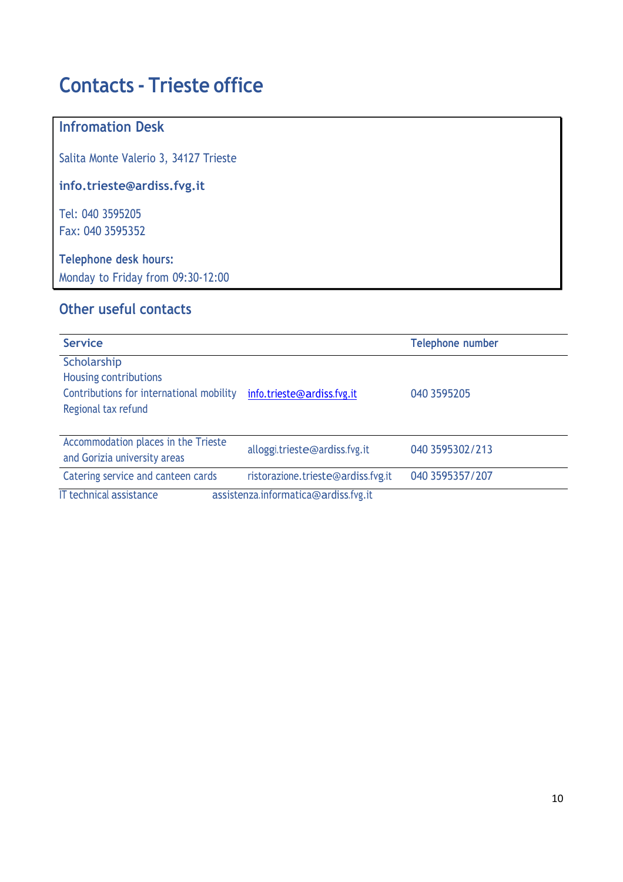# Contacts - Trieste office

## Infromation Desk

Salita Monte Valerio 3, 34127 Trieste

**info.trieste@ardiss.fvg.it**

Tel: 040 3595205
Fax: 040 3595352

**Telephone desk hours:**
Monday to Friday from 09:30-12:00

## Other useful contacts

| Service | | Telephone number |
|---|---|---|
| Scholarship<br>Housing contributions<br>Contributions for international mobility<br>Regional tax refund | info.trieste@ardiss.fvg.it | 040 3595205 |
| Accommodation places in the Trieste and Gorizia university areas | alloggi.trieste@ardiss.fvg.it | 040 3595302/213 |
| Catering service and canteen cards | ristorazione.trieste@ardiss.fvg.it | 040 3595357/207 |
| IT technical assistance | assistenza.informatica@ardiss.fvg.it | |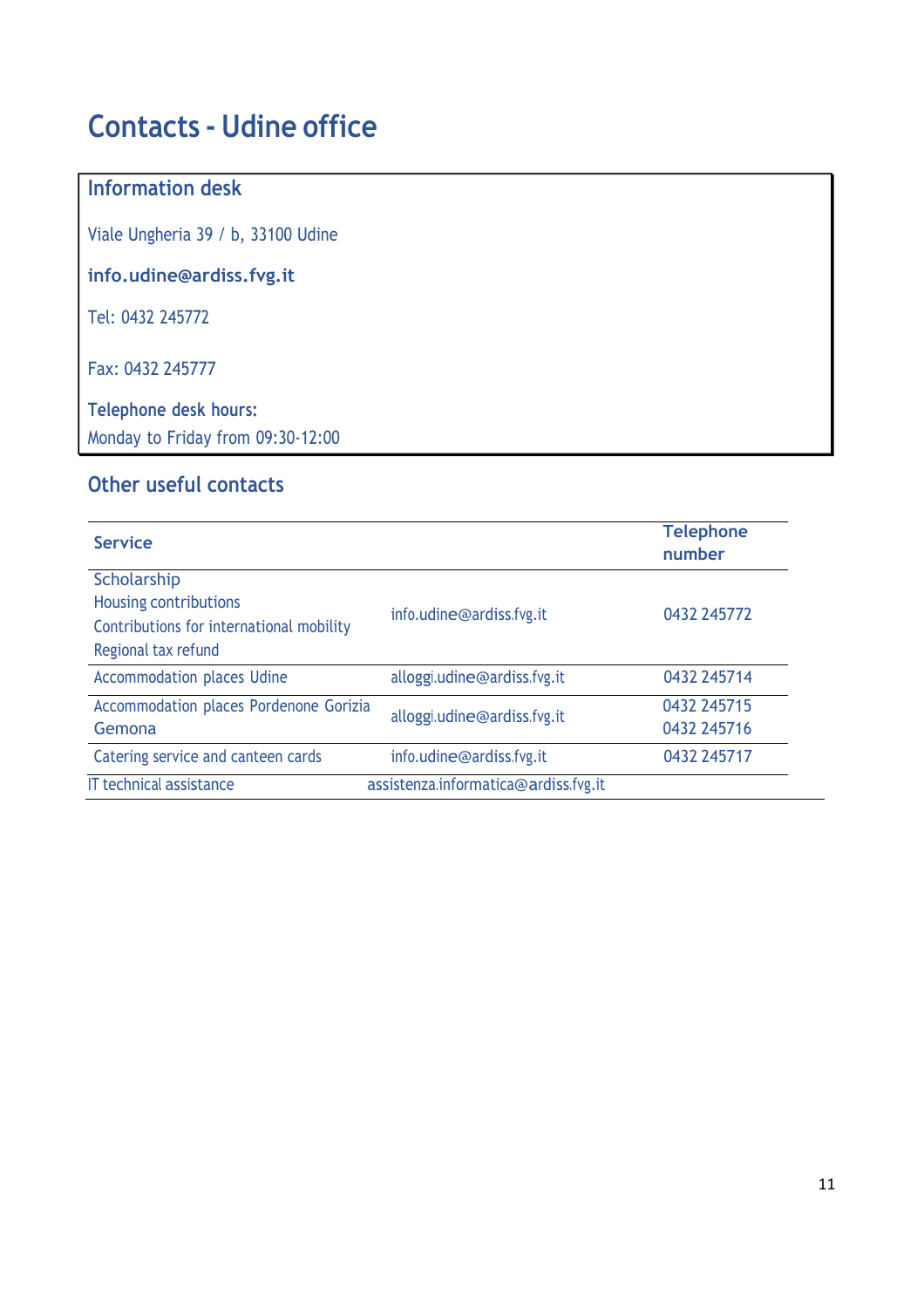# Contacts - Udine office

## Information desk

Viale Ungheria 39 / b, 33100 Udine

**info.udine@ardiss.fvg.it**

Tel: 0432 245772

Fax: 0432 245777

**Telephone desk hours:**
Monday to Friday from 09:30-12:00

## Other useful contacts

| Service | | Telephone number |
|---|---|---|
| Scholarship<br>Housing contributions<br>Contributions for international mobility<br>Regional tax refund | info.udine@ardiss.fvg.it | 0432 245772 |
| Accommodation places Udine | alloggi.udine@ardiss.fvg.it | 0432 245714 |
| Accommodation places Pordenone Gorizia Gemona | alloggi.udine@ardiss.fvg.it | 0432 245715<br>0432 245716 |
| Catering service and canteen cards | info.udine@ardiss.fvg.it | 0432 245717 |
| IT technical assistance | assistenza.informatica@ardiss.fvg.it | |